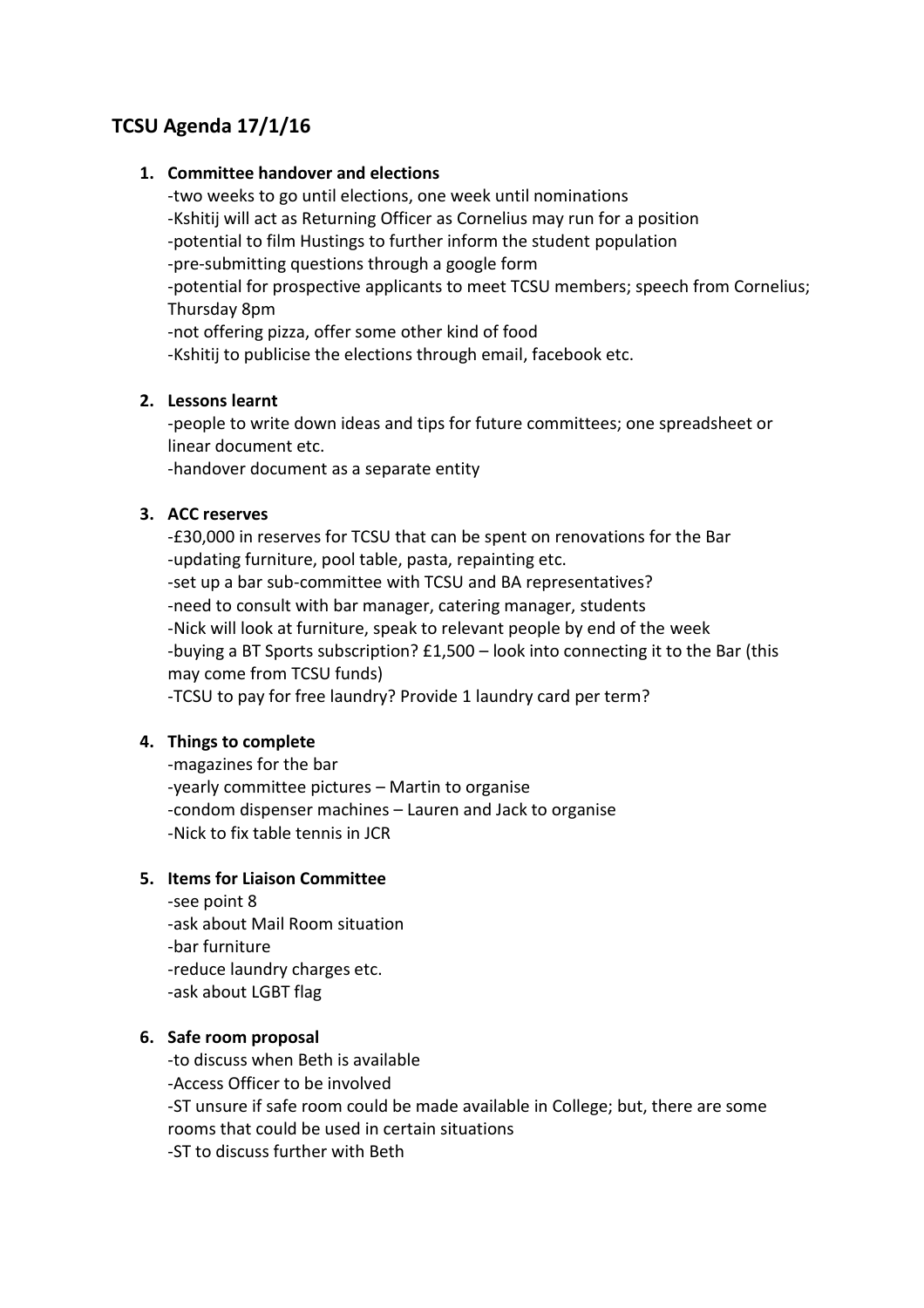# TCSU Agenda 17/1/16

1. **Committee handover and elections**
   -two weeks to go until elections, one week until nominations
   -Kshitij will act as Returning Officer as Cornelius may run for a position
   -potential to film Hustings to further inform the student population
   -pre-submitting questions through a google form
   -potential for prospective applicants to meet TCSU members; speech from Cornelius; Thursday 8pm
   -not offering pizza, offer some other kind of food
   -Kshitij to publicise the elections through email, facebook etc.

2. **Lessons learnt**
   -people to write down ideas and tips for future committees; one spreadsheet or linear document etc.
   -handover document as a separate entity

3. **ACC reserves**
   -£30,000 in reserves for TCSU that can be spent on renovations for the Bar
   -updating furniture, pool table, pasta, repainting etc.
   -set up a bar sub-committee with TCSU and BA representatives?
   -need to consult with bar manager, catering manager, students
   -Nick will look at furniture, speak to relevant people by end of the week
   -buying a BT Sports subscription? £1,500 – look into connecting it to the Bar (this may come from TCSU funds)
   -TCSU to pay for free laundry? Provide 1 laundry card per term?

4. **Things to complete**
   -magazines for the bar
   -yearly committee pictures – Martin to organise
   -condom dispenser machines – Lauren and Jack to organise
   -Nick to fix table tennis in JCR

5. **Items for Liaison Committee**
   -see point 8
   -ask about Mail Room situation
   -bar furniture
   -reduce laundry charges etc.
   -ask about LGBT flag

6. **Safe room proposal**
   -to discuss when Beth is available
   -Access Officer to be involved
   -ST unsure if safe room could be made available in College; but, there are some rooms that could be used in certain situations
   -ST to discuss further with Beth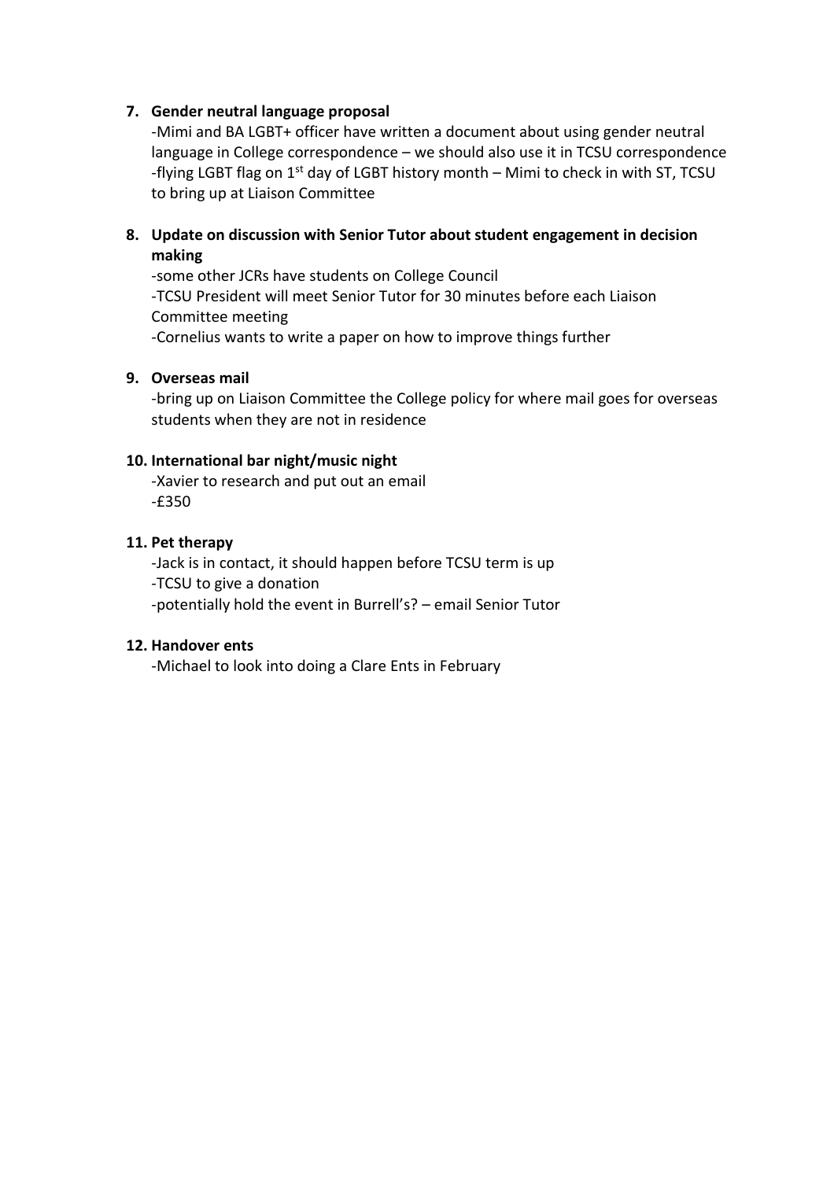7. **Gender neutral language proposal**

   -Mimi and BA LGBT+ officer have written a document about using gender neutral language in College correspondence – we should also use it in TCSU correspondence
   -flying LGBT flag on 1st day of LGBT history month – Mimi to check in with ST, TCSU to bring up at Liaison Committee

8. **Update on discussion with Senior Tutor about student engagement in decision making**

   -some other JCRs have students on College Council
   -TCSU President will meet Senior Tutor for 30 minutes before each Liaison Committee meeting
   -Cornelius wants to write a paper on how to improve things further

9. **Overseas mail**

   -bring up on Liaison Committee the College policy for where mail goes for overseas students when they are not in residence

10. **International bar night/music night**

    -Xavier to research and put out an email
    -£350

11. **Pet therapy**

    -Jack is in contact, it should happen before TCSU term is up
    -TCSU to give a donation
    -potentially hold the event in Burrell's? – email Senior Tutor

12. **Handover ents**

    -Michael to look into doing a Clare Ents in February